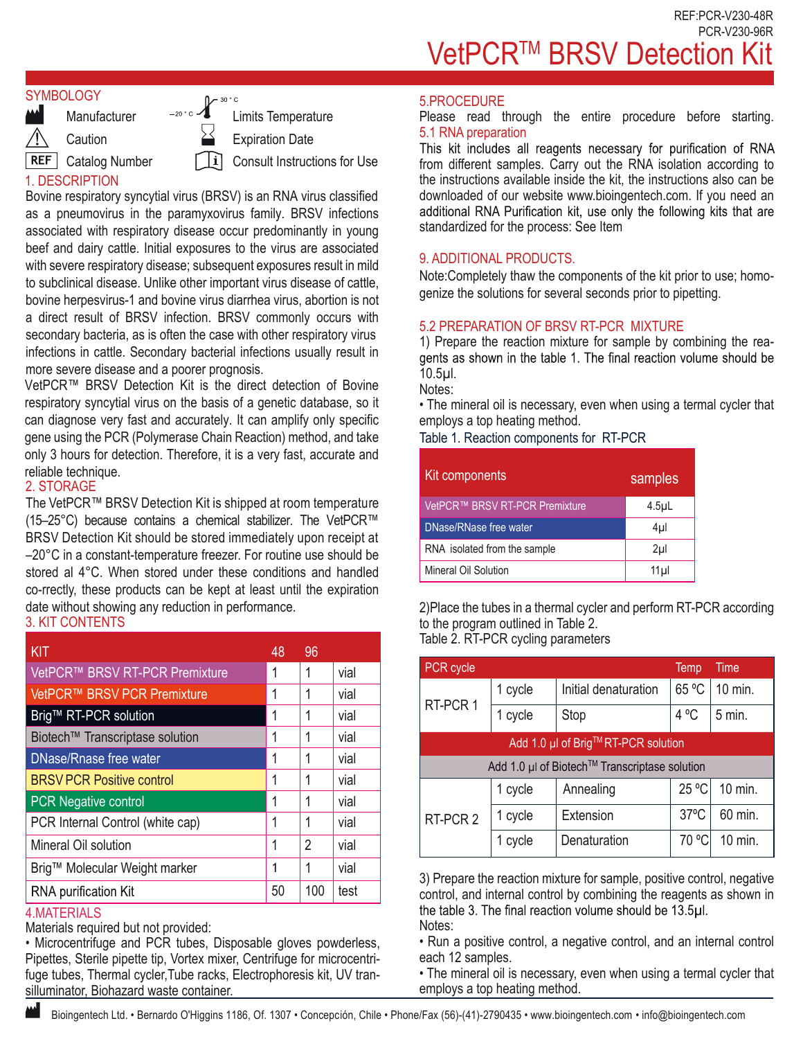REF:PCR-V230-48R
PCR-V230-96R

# VetPCR™ BRSV Detection Kit

## SYMBOLOGY

- Manufacturer
- Caution
- REF Catalog Number
- −20 °C / 30 °C Limits Temperature
- Expiration Date
- Consult Instructions for Use

## 1. DESCRIPTION

Bovine respiratory syncytial virus (BRSV) is an RNA virus classified as a pneumovirus in the paramyxovirus family. BRSV infections associated with respiratory disease occur predominantly in young beef and dairy cattle. Initial exposures to the virus are associated with severe respiratory disease; subsequent exposures result in mild to subclinical disease. Unlike other important virus disease of cattle, bovine herpesvirus-1 and bovine virus diarrhea virus, abortion is not a direct result of BRSV infection. BRSV commonly occurs with secondary bacteria, as is often the case with other respiratory virus infections in cattle. Secondary bacterial infections usually result in more severe disease and a poorer prognosis.

VetPCR™ BRSV Detection Kit is the direct detection of Bovine respiratory syncytial virus on the basis of a genetic database, so it can diagnose very fast and accurately. It can amplify only specific gene using the PCR (Polymerase Chain Reaction) method, and take only 3 hours for detection. Therefore, it is a very fast, accurate and reliable technique.

## 2. STORAGE

The VetPCR™ BRSV Detection Kit is shipped at room temperature (15–25°C) because contains a chemical stabilizer. The VetPCR™ BRSV Detection Kit should be stored immediately upon receipt at –20°C in a constant-temperature freezer. For routine use should be stored al 4°C. When stored under these conditions and handled co-rrectly, these products can be kept at least until the expiration date without showing any reduction in performance.

## 3. KIT CONTENTS

| KIT | 48 | 96 | |
|---|---|---|---|
| VetPCR™ BRSV RT-PCR Premixture | 1 | 1 | vial |
| VetPCR™ BRSV PCR Premixture | 1 | 1 | vial |
| Brig™ RT-PCR solution | 1 | 1 | vial |
| Biotech™ Transcriptase solution | 1 | 1 | vial |
| DNase/Rnase free water | 1 | 1 | vial |
| BRSV PCR Positive control | 1 | 1 | vial |
| PCR Negative control | 1 | 1 | vial |
| PCR Internal Control (white cap) | 1 | 1 | vial |
| Mineral Oil solution | 1 | 2 | vial |
| Brig™ Molecular Weight marker | 1 | 1 | vial |
| RNA purification Kit | 50 | 100 | test |

## 4.MATERIALS

Materials required but not provided:

• Microcentrifuge and PCR tubes, Disposable gloves powderless, Pipettes, Sterile pipette tip, Vortex mixer, Centrifuge for microcentrifuge tubes, Thermal cycler,Tube racks, Electrophoresis kit, UV transilluminator, Biohazard waste container.

## 5.PROCEDURE

Please read through the entire procedure before starting.

### 5.1 RNA preparation

This kit includes all reagents necessary for purification of RNA from different samples. Carry out the RNA isolation according to the instructions available inside the kit, the instructions also can be downloaded of our website www.bioingentech.com. If you need an additional RNA Purification kit, use only the following kits that are standardized for the process: See Item

## 9. ADDITIONAL PRODUCTS.

Note:Completely thaw the components of the kit prior to use; homogenize the solutions for several seconds prior to pipetting.

### 5.2 PREPARATION OF BRSV RT-PCR MIXTURE

1) Prepare the reaction mixture for sample by combining the reagents as shown in the table 1. The final reaction volume should be 10.5µl.

Notes:

• The mineral oil is necessary, even when using a termal cycler that employs a top heating method.

Table 1. Reaction components for RT-PCR

| Kit components | samples |
|---|---|
| VetPCR™ BRSV RT-PCR Premixture | 4.5µL |
| DNase/RNase free water | 4µl |
| RNA isolated from the sample | 2µl |
| Mineral Oil Solution | 11µl |

2)Place the tubes in a thermal cycler and perform RT-PCR according to the program outlined in Table 2.

Table 2. RT-PCR cycling parameters

| PCR cycle | | | Temp | Time |
|---|---|---|---|---|
| RT-PCR 1 | 1 cycle | Initial denaturation | 65 ºC | 10 min. |
| | 1 cycle | Stop | 4 ºC | 5 min. |
| Add 1.0 µl of Brig™ RT-PCR solution | | | | |
| Add 1.0 µl of Biotech™ Transcriptase solution | | | | |
| RT-PCR 2 | 1 cycle | Annealing | 25 ºC | 10 min. |
| | 1 cycle | Extension | 37ºC | 60 min. |
| | 1 cycle | Denaturation | 70 ºC | 10 min. |

3) Prepare the reaction mixture for sample, positive control, negative control, and internal control by combining the reagents as shown in the table 3. The final reaction volume should be 13.5µl.

Notes:

• Run a positive control, a negative control, and an internal control each 12 samples.

• The mineral oil is necessary, even when using a termal cycler that employs a top heating method.

Bioingentech Ltd. • Bernardo O'Higgins 1186, Of. 1307 • Concepción, Chile • Phone/Fax (56)-(41)-2790435 • www.bioingentech.com • info@bioingentech.com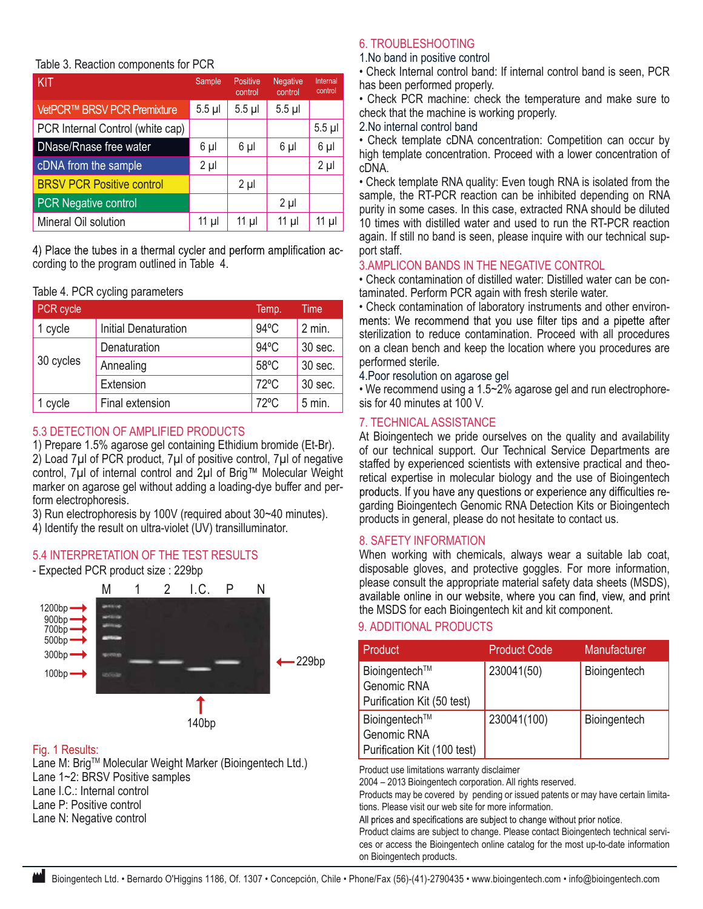Table 3. Reaction components for PCR

| KIT | Sample | Positive control | Negative control | Internal control |
| --- | --- | --- | --- | --- |
| VetPCR™ BRSV PCR Premixture | 5.5 µl | 5.5 µl | 5.5 µl | |
| PCR Internal Control (white cap) | | | | 5.5 µl |
| DNase/Rnase free water | 6 µl | 6 µl | 6 µl | 6 µl |
| cDNA from the sample | 2 µl | | | 2 µl |
| BRSV PCR Positive control | | 2 µl | | |
| PCR Negative control | | | 2 µl | |
| Mineral Oil solution | 11 µl | 11 µl | 11 µl | 11 µl |

4) Place the tubes in a thermal cycler and perform amplification according to the program outlined in Table 4.

Table 4. PCR cycling parameters

| PCR cycle | | Temp. | Time |
| --- | --- | --- | --- |
| 1 cycle | Initial Denaturation | 94ºC | 2 min. |
| 30 cycles | Denaturation | 94ºC | 30 sec. |
| | Annealing | 58ºC | 30 sec. |
| | Extension | 72ºC | 30 sec. |
| 1 cycle | Final extension | 72ºC | 5 min. |

## 5.3 DETECTION OF AMPLIFIED PRODUCTS

1) Prepare 1.5% agarose gel containing Ethidium bromide (Et-Br).
2) Load 7µl of PCR product, 7µl of positive control, 7µl of negative control, 7µl of internal control and 2µl of Brig™ Molecular Weight marker on agarose gel without adding a loading-dye buffer and perform electrophoresis.
3) Run electrophoresis by 100V (required about 30~40 minutes).
4) Identify the result on ultra-violet (UV) transillumninator.

## 5.4 INTERPRETATION OF THE TEST RESULTS

- Expected PCR product size : 229bp

M 1 2 I.C. P N

1200bp
900bp
700bp
500bp
300bp
100bp

229bp

140bp

Fig. 1 Results:
Lane M: Brig™ Molecular Weight Marker (Bioingentech Ltd.)
Lane 1~2: BRSV Positive samples
Lane I.C.: Internal control
Lane P: Positive control
Lane N: Negative control

## 6. TROUBLESHOOTING

### 1.No band in positive control

• Check Internal control band: If internal control band is seen, PCR has been performed properly.
• Check PCR machine: check the temperature and make sure to check that the machine is working properly.

### 2.No internal control band

• Check template cDNA concentration: Competition can occur by high template concentration. Proceed with a lower concentration of cDNA.
• Check template RNA quality: Even tough RNA is isolated from the sample, the RT-PCR reaction can be inhibited depending on RNA purity in some cases. In this case, extracted RNA should be diluted 10 times with distilled water and used to run the RT-PCR reaction again. If still no band is seen, please inquire with our technical support staff.

### 3.AMPLICON BANDS IN THE NEGATIVE CONTROL

• Check contamination of distilled water: Distilled water can be contaminated. Perform PCR again with fresh sterile water.
• Check contamination of laboratory instruments and other environments: We recommend that you use filter tips and a pipette after sterilization to reduce contamination. Proceed with all procedures on a clean bench and keep the location where you procedures are performed sterile.

### 4.Poor resolution on agarose gel

• We recommend using a 1.5~2% agarose gel and run electrophoresis for 40 minutes at 100 V.

## 7. TECHNICAL ASSISTANCE

At Bioingentech we pride ourselves on the quality and availability of our technical support. Our Technical Service Departments are staffed by experienced scientists with extensive practical and theoretical expertise in molecular biology and the use of Bioingentech products. If you have any questions or experience any difficulties regarding Bioingentech Genomic RNA Detection Kits or Bioingentech products in general, please do not hesitate to contact us.

## 8. SAFETY INFORMATION

When working with chemicals, always wear a suitable lab coat, disposable gloves, and protective goggles. For more information, please consult the appropriate material safety data sheets (MSDS), available online in our website, where you can find, view, and print the MSDS for each Bioingentech kit and kit component.

## 9. ADDITIONAL PRODUCTS

| Product | Product Code | Manufacturer |
| --- | --- | --- |
| Bioingentech™ Genomic RNA Purification Kit (50 test) | 230041(50) | Bioingentech |
| Bioingentech™ Genomic RNA Purification Kit (100 test) | 230041(100) | Bioingentech |

Product use limitations warranty disclaimer
2004 – 2013 Bioingentech corporation. All rights reserved.
Products may be covered by pending or issued patents or may have certain limitations. Please visit our web site for more information.
All prices and specifications are subject to change without prior notice.
Product claims are subject to change. Please contact Bioingentech technical services or access the Bioingentech online catalog for the most up-to-date information on Bioingentech products.

Bioingentech Ltd. • Bernardo O'Higgins 1186, Of. 1307 • Concepción, Chile • Phone/Fax (56)-(41)-2790435 • www.bioingentech.com • info@bioingentech.com